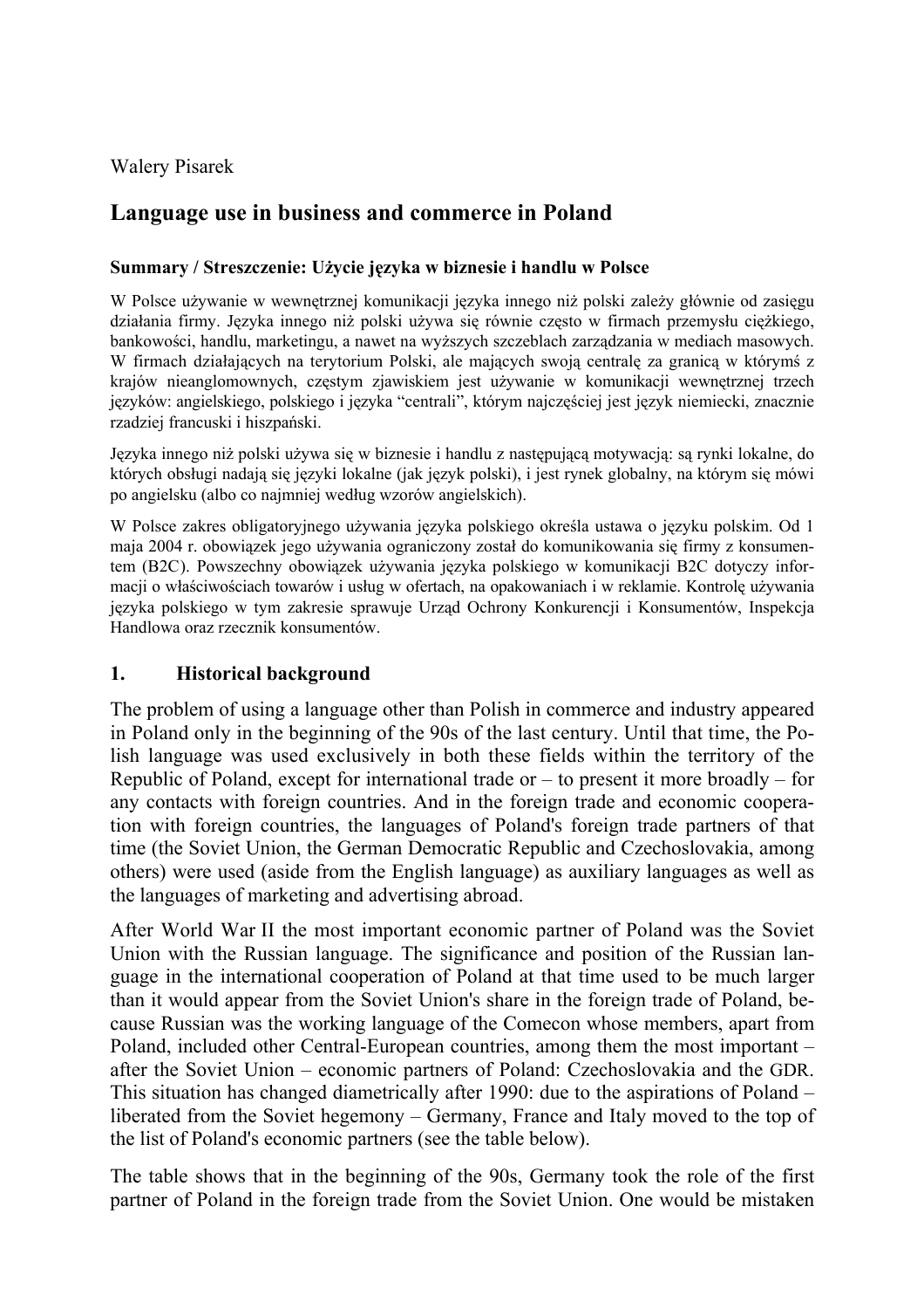Walery Pisarek

# Language use in business and commerce in Poland

### Summary / Streszczenie: Użycie języka w biznesie i handlu w Polsce

W Polsce używanie w wewnętrznej komunikacji języka innego niż polski zależy głównie od zasięgu działania firmy. Języka innego niż polski używa się równie często w firmach przemysłu ciężkiego, bankowości, handlu, marketingu, a nawet na wyższych szczeblach zarządzania w mediach masowych. W firmach działających na terytorium Polski, ale mających swoją centralę za granicą w którymś z krajów nieanglomownych, częstym zjawiskiem jest używanie w komunikacji wewnętrznej trzech języków: angielskiego, polskiego i języka "centrali", którym najczęściej jest język niemiecki, znacznie rzadziej francuski i hiszpański.

Języka innego niż polski używa się w biznesie i handlu z następującą motywacją: są rynki lokalne, do których obsługi nadają się języki lokalne (jak język polski), i jest rynek globalny, na którym się mówi po angielsku (albo co najmniej według wzorów angielskich).

W Polsce zakres obligatoryjnego używania języka polskiego określa ustawa o języku polskim. Od 1 maja 2004 r. obowiązek jego używania ograniczony został do komunikowania się firmy z konsumentem (B2C). Powszechny obowiązek używania języka polskiego w komunikacji B2C dotyczy informacji o właściwościach towarów i usług w ofertach, na opakowaniach i w reklamie. Kontrolę używania języka polskiego w tym zakresie sprawuje Urząd Ochrony Konkurencji i Konsumentów, Inspekcja Handlowa oraz rzecznik konsumentów.

## 1. Historical background

The problem of using a language other than Polish in commerce and industry appeared in Poland only in the beginning of the 90s of the last century. Until that time, the Polish language was used exclusively in both these fields within the territory of the Republic of Poland, except for international trade or – to present it more broadly – for any contacts with foreign countries. And in the foreign trade and economic cooperation with foreign countries, the languages of Poland's foreign trade partners of that time (the Soviet Union, the German Democratic Republic and Czechoslovakia, among others) were used (aside from the English language) as auxiliary languages as well as the languages of marketing and advertising abroad.

After World War II the most important economic partner of Poland was the Soviet Union with the Russian language. The significance and position of the Russian language in the international cooperation of Poland at that time used to be much larger than it would appear from the Soviet Union's share in the foreign trade of Poland, because Russian was the working language of the Comecon whose members, apart from Poland, included other Central-European countries, among them the most important – after the Soviet Union – economic partners of Poland: Czechoslovakia and the GDR. This situation has changed diametrically after 1990: due to the aspirations of Poland – liberated from the Soviet hegemony – Germany, France and Italy moved to the top of the list of Poland's economic partners (see the table below).

The table shows that in the beginning of the 90s, Germany took the role of the first partner of Poland in the foreign trade from the Soviet Union. One would be mistaken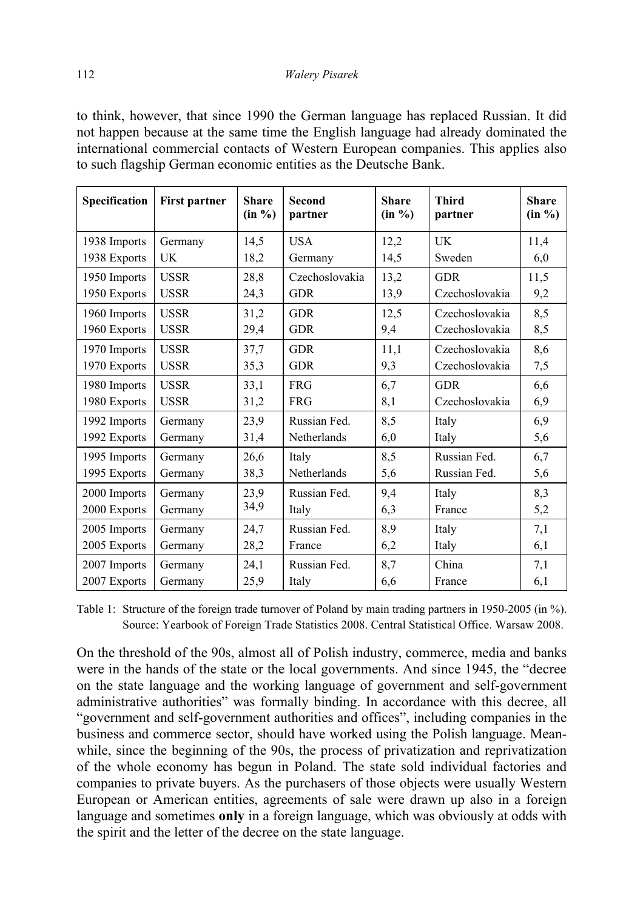to think, however, that since 1990 the German language has replaced Russian. It did not happen because at the same time the English language had already dominated the international commercial contacts of Western European companies. This applies also to such flagship German economic entities as the Deutsche Bank.

| Specification | First partner | Share (in %) | Second partner | Share (in %) | Third partner | Share (in %) |
|---|---|---|---|---|---|---|
| 1938 Imports | Germany | 14,5 | USA | 12,2 | UK | 11,4 |
| 1938 Exports | UK | 18,2 | Germany | 14,5 | Sweden | 6,0 |
| 1950 Imports | USSR | 28,8 | Czechoslovakia | 13,2 | GDR | 11,5 |
| 1950 Exports | USSR | 24,3 | GDR | 13,9 | Czechoslovakia | 9,2 |
| 1960 Imports | USSR | 31,2 | GDR | 12,5 | Czechoslovakia | 8,5 |
| 1960 Exports | USSR | 29,4 | GDR | 9,4 | Czechoslovakia | 8,5 |
| 1970 Imports | USSR | 37,7 | GDR | 11,1 | Czechoslovakia | 8,6 |
| 1970 Exports | USSR | 35,3 | GDR | 9,3 | Czechoslovakia | 7,5 |
| 1980 Imports | USSR | 33,1 | FRG | 6,7 | GDR | 6,6 |
| 1980 Exports | USSR | 31,2 | FRG | 8,1 | Czechoslovakia | 6,9 |
| 1992 Imports | Germany | 23,9 | Russian Fed. | 8,5 | Italy | 6,9 |
| 1992 Exports | Germany | 31,4 | Netherlands | 6,0 | Italy | 5,6 |
| 1995 Imports | Germany | 26,6 | Italy | 8,5 | Russian Fed. | 6,7 |
| 1995 Exports | Germany | 38,3 | Netherlands | 5,6 | Russian Fed. | 5,6 |
| 2000 Imports | Germany | 23,9 | Russian Fed. | 9,4 | Italy | 8,3 |
| 2000 Exports | Germany | 34,9 | Italy | 6,3 | France | 5,2 |
| 2005 Imports | Germany | 24,7 | Russian Fed. | 8,9 | Italy | 7,1 |
| 2005 Exports | Germany | 28,2 | France | 6,2 | Italy | 6,1 |
| 2007 Imports | Germany | 24,1 | Russian Fed. | 8,7 | China | 7,1 |
| 2007 Exports | Germany | 25,9 | Italy | 6,6 | France | 6,1 |

Table 1: Structure of the foreign trade turnover of Poland by main trading partners in 1950-2005 (in %). Source: Yearbook of Foreign Trade Statistics 2008. Central Statistical Office. Warsaw 2008.

On the threshold of the 90s, almost all of Polish industry, commerce, media and banks were in the hands of the state or the local governments. And since 1945, the "decree on the state language and the working language of government and self-government administrative authorities" was formally binding. In accordance with this decree, all "government and self-government authorities and offices", including companies in the business and commerce sector, should have worked using the Polish language. Meanwhile, since the beginning of the 90s, the process of privatization and reprivatization of the whole economy has begun in Poland. The state sold individual factories and companies to private buyers. As the purchasers of those objects were usually Western European or American entities, agreements of sale were drawn up also in a foreign language and sometimes **only** in a foreign language, which was obviously at odds with the spirit and the letter of the decree on the state language.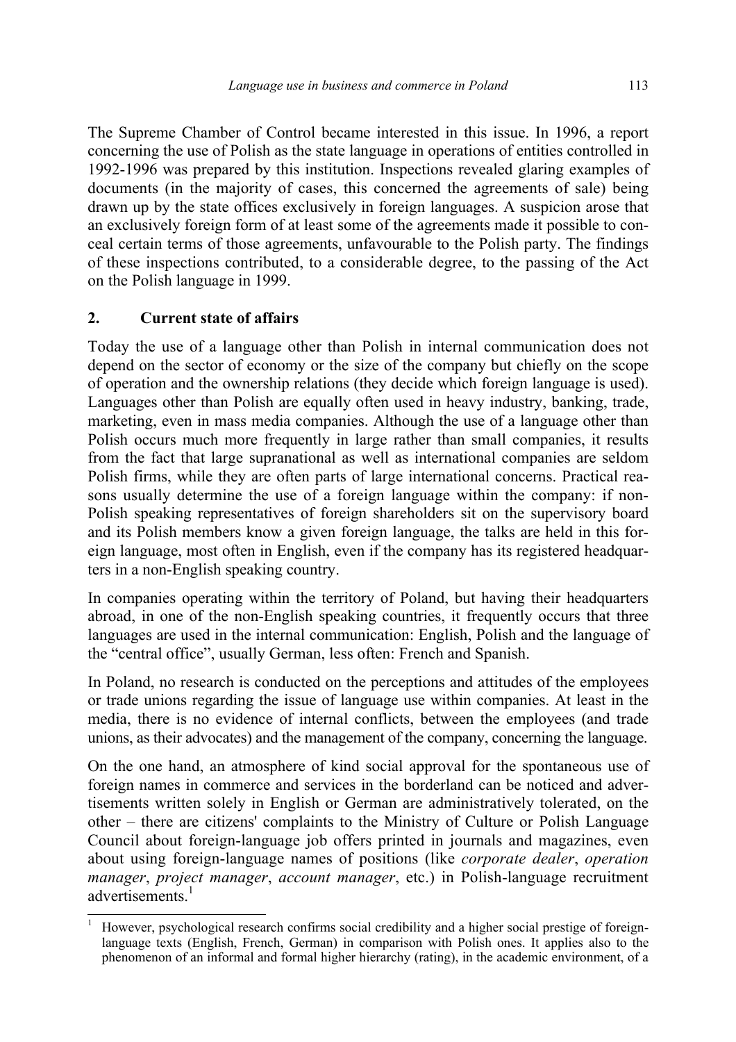The Supreme Chamber of Control became interested in this issue. In 1996, a report concerning the use of Polish as the state language in operations of entities controlled in 1992-1996 was prepared by this institution. Inspections revealed glaring examples of documents (in the majority of cases, this concerned the agreements of sale) being drawn up by the state offices exclusively in foreign languages. A suspicion arose that an exclusively foreign form of at least some of the agreements made it possible to conceal certain terms of those agreements, unfavourable to the Polish party. The findings of these inspections contributed, to a considerable degree, to the passing of the Act on the Polish language in 1999.

## 2. Current state of affairs

Today the use of a language other than Polish in internal communication does not depend on the sector of economy or the size of the company but chiefly on the scope of operation and the ownership relations (they decide which foreign language is used). Languages other than Polish are equally often used in heavy industry, banking, trade, marketing, even in mass media companies. Although the use of a language other than Polish occurs much more frequently in large rather than small companies, it results from the fact that large supranational as well as international companies are seldom Polish firms, while they are often parts of large international concerns. Practical reasons usually determine the use of a foreign language within the company: if non-Polish speaking representatives of foreign shareholders sit on the supervisory board and its Polish members know a given foreign language, the talks are held in this foreign language, most often in English, even if the company has its registered headquarters in a non-English speaking country.

In companies operating within the territory of Poland, but having their headquarters abroad, in one of the non-English speaking countries, it frequently occurs that three languages are used in the internal communication: English, Polish and the language of the "central office", usually German, less often: French and Spanish.

In Poland, no research is conducted on the perceptions and attitudes of the employees or trade unions regarding the issue of language use within companies. At least in the media, there is no evidence of internal conflicts, between the employees (and trade unions, as their advocates) and the management of the company, concerning the language.

On the one hand, an atmosphere of kind social approval for the spontaneous use of foreign names in commerce and services in the borderland can be noticed and advertisements written solely in English or German are administratively tolerated, on the other – there are citizens' complaints to the Ministry of Culture or Polish Language Council about foreign-language job offers printed in journals and magazines, even about using foreign-language names of positions (like *corporate dealer*, *operation manager*, *project manager*, *account manager*, etc.) in Polish-language recruitment advertisements.[1]

[1] However, psychological research confirms social credibility and a higher social prestige of foreign-language texts (English, French, German) in comparison with Polish ones. It applies also to the phenomenon of an informal and formal higher hierarchy (rating), in the academic environment, of a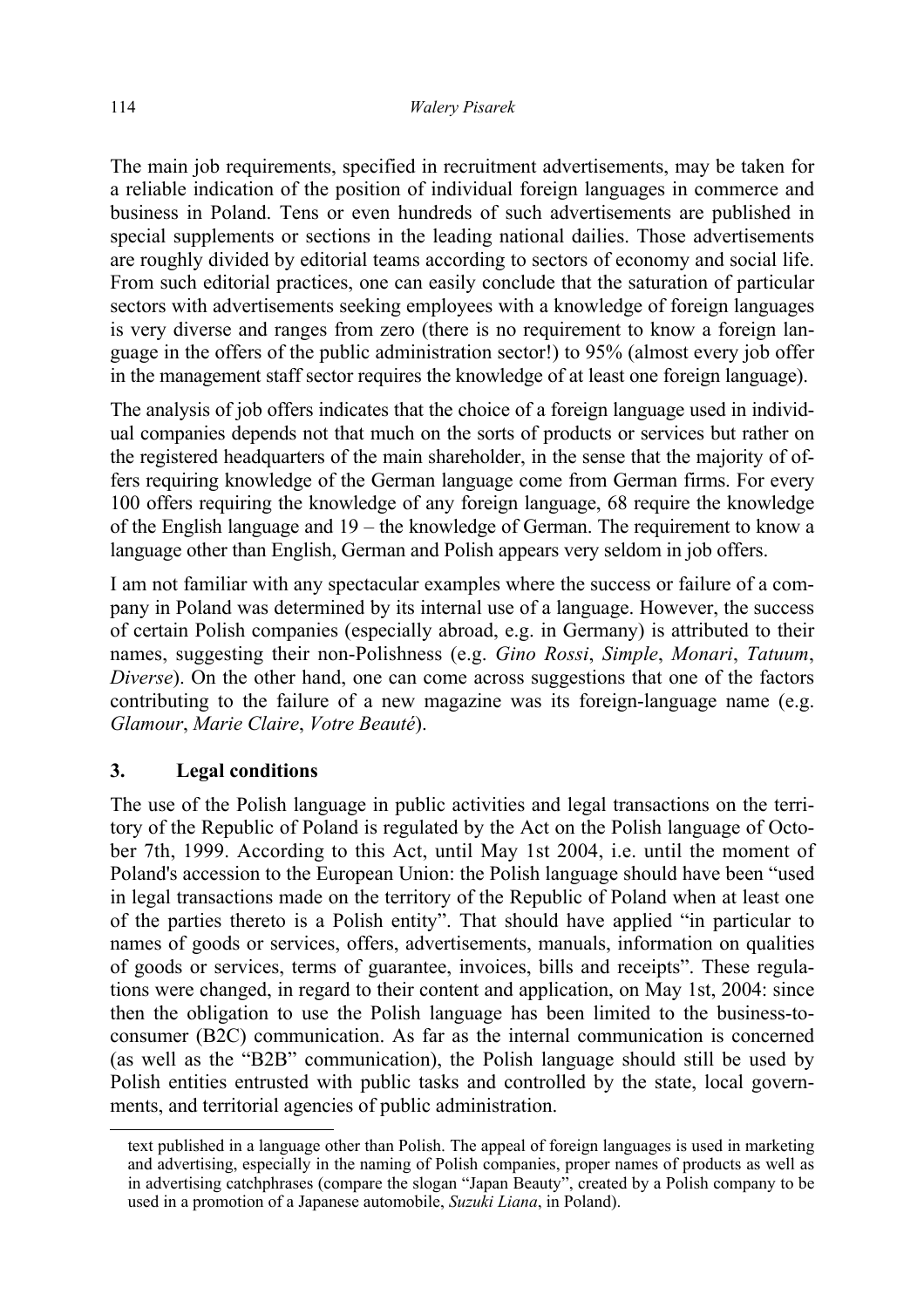The main job requirements, specified in recruitment advertisements, may be taken for a reliable indication of the position of individual foreign languages in commerce and business in Poland. Tens or even hundreds of such advertisements are published in special supplements or sections in the leading national dailies. Those advertisements are roughly divided by editorial teams according to sectors of economy and social life. From such editorial practices, one can easily conclude that the saturation of particular sectors with advertisements seeking employees with a knowledge of foreign languages is very diverse and ranges from zero (there is no requirement to know a foreign language in the offers of the public administration sector!) to 95% (almost every job offer in the management staff sector requires the knowledge of at least one foreign language).

The analysis of job offers indicates that the choice of a foreign language used in individual companies depends not that much on the sorts of products or services but rather on the registered headquarters of the main shareholder, in the sense that the majority of offers requiring knowledge of the German language come from German firms. For every 100 offers requiring the knowledge of any foreign language, 68 require the knowledge of the English language and 19 – the knowledge of German. The requirement to know a language other than English, German and Polish appears very seldom in job offers.

I am not familiar with any spectacular examples where the success or failure of a company in Poland was determined by its internal use of a language. However, the success of certain Polish companies (especially abroad, e.g. in Germany) is attributed to their names, suggesting their non-Polishness (e.g. *Gino Rossi*, *Simple*, *Monari*, *Tatuum*, *Diverse*). On the other hand, one can come across suggestions that one of the factors contributing to the failure of a new magazine was its foreign-language name (e.g. *Glamour*, *Marie Claire*, *Votre Beauté*).

## 3. Legal conditions

The use of the Polish language in public activities and legal transactions on the territory of the Republic of Poland is regulated by the Act on the Polish language of October 7th, 1999. According to this Act, until May 1st 2004, i.e. until the moment of Poland's accession to the European Union: the Polish language should have been "used in legal transactions made on the territory of the Republic of Poland when at least one of the parties thereto is a Polish entity". That should have applied "in particular to names of goods or services, offers, advertisements, manuals, information on qualities of goods or services, terms of guarantee, invoices, bills and receipts". These regulations were changed, in regard to their content and application, on May 1st, 2004: since then the obligation to use the Polish language has been limited to the business-to-consumer (B2C) communication. As far as the internal communication is concerned (as well as the "B2B" communication), the Polish language should still be used by Polish entities entrusted with public tasks and controlled by the state, local governments, and territorial agencies of public administration.

text published in a language other than Polish. The appeal of foreign languages is used in marketing and advertising, especially in the naming of Polish companies, proper names of products as well as in advertising catchphrases (compare the slogan "Japan Beauty", created by a Polish company to be used in a promotion of a Japanese automobile, *Suzuki Liana*, in Poland).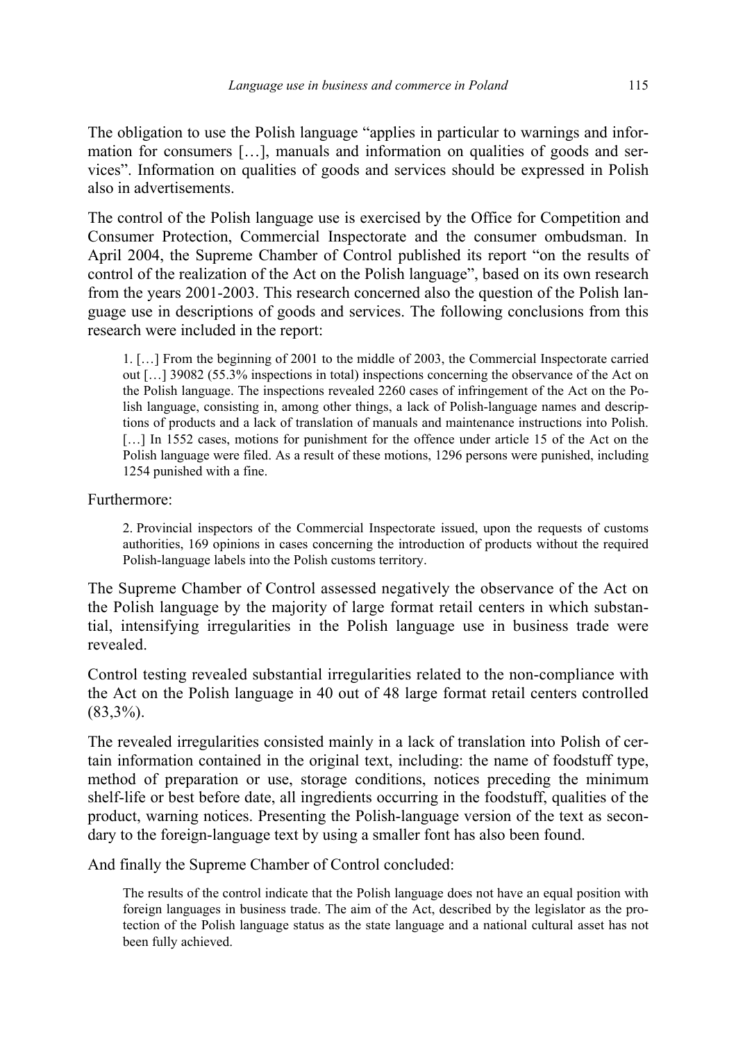The obligation to use the Polish language "applies in particular to warnings and information for consumers […], manuals and information on qualities of goods and services". Information on qualities of goods and services should be expressed in Polish also in advertisements.

The control of the Polish language use is exercised by the Office for Competition and Consumer Protection, Commercial Inspectorate and the consumer ombudsman. In April 2004, the Supreme Chamber of Control published its report "on the results of control of the realization of the Act on the Polish language", based on its own research from the years 2001-2003. This research concerned also the question of the Polish language use in descriptions of goods and services. The following conclusions from this research were included in the report:

> 1. […] From the beginning of 2001 to the middle of 2003, the Commercial Inspectorate carried out […] 39082 (55.3% inspections in total) inspections concerning the observance of the Act on the Polish language. The inspections revealed 2260 cases of infringement of the Act on the Polish language, consisting in, among other things, a lack of Polish-language names and descriptions of products and a lack of translation of manuals and maintenance instructions into Polish. […] In 1552 cases, motions for punishment for the offence under article 15 of the Act on the Polish language were filed. As a result of these motions, 1296 persons were punished, including 1254 punished with a fine.

Furthermore:

> 2. Provincial inspectors of the Commercial Inspectorate issued, upon the requests of customs authorities, 169 opinions in cases concerning the introduction of products without the required Polish-language labels into the Polish customs territory.

The Supreme Chamber of Control assessed negatively the observance of the Act on the Polish language by the majority of large format retail centers in which substantial, intensifying irregularities in the Polish language use in business trade were revealed.

Control testing revealed substantial irregularities related to the non-compliance with the Act on the Polish language in 40 out of 48 large format retail centers controlled (83,3%).

The revealed irregularities consisted mainly in a lack of translation into Polish of certain information contained in the original text, including: the name of foodstuff type, method of preparation or use, storage conditions, notices preceding the minimum shelf-life or best before date, all ingredients occurring in the foodstuff, qualities of the product, warning notices. Presenting the Polish-language version of the text as secondary to the foreign-language text by using a smaller font has also been found.

And finally the Supreme Chamber of Control concluded:

> The results of the control indicate that the Polish language does not have an equal position with foreign languages in business trade. The aim of the Act, described by the legislator as the protection of the Polish language status as the state language and a national cultural asset has not been fully achieved.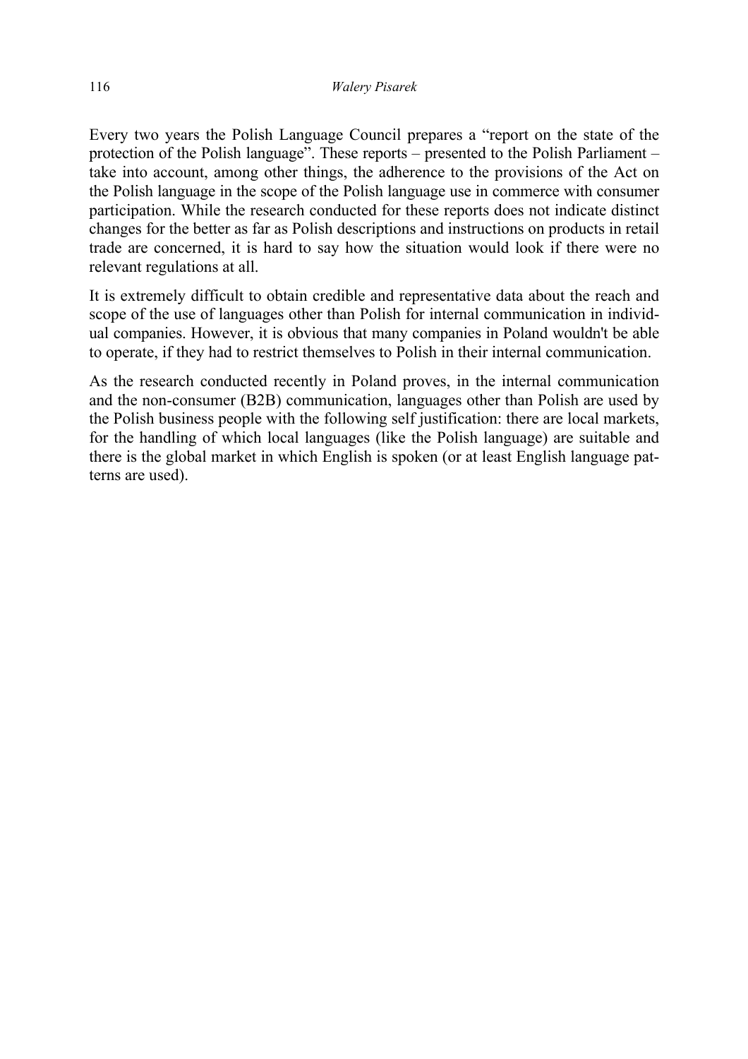Every two years the Polish Language Council prepares a "report on the state of the protection of the Polish language". These reports – presented to the Polish Parliament – take into account, among other things, the adherence to the provisions of the Act on the Polish language in the scope of the Polish language use in commerce with consumer participation. While the research conducted for these reports does not indicate distinct changes for the better as far as Polish descriptions and instructions on products in retail trade are concerned, it is hard to say how the situation would look if there were no relevant regulations at all.

It is extremely difficult to obtain credible and representative data about the reach and scope of the use of languages other than Polish for internal communication in individual companies. However, it is obvious that many companies in Poland wouldn't be able to operate, if they had to restrict themselves to Polish in their internal communication.

As the research conducted recently in Poland proves, in the internal communication and the non-consumer (B2B) communication, languages other than Polish are used by the Polish business people with the following self justification: there are local markets, for the handling of which local languages (like the Polish language) are suitable and there is the global market in which English is spoken (or at least English language patterns are used).